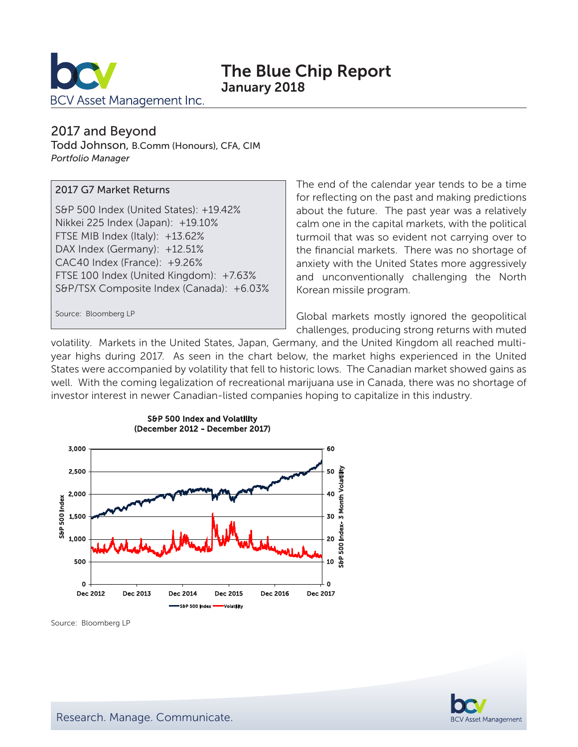# The Blue Chip Report
**January 2018**

BCV Asset Management Inc.

## 2017 and Beyond

Todd Johnson, B.Comm (Honours), CFA, CIM
*Portfolio Manager*

**2017 G7 Market Returns**

- S&P 500 Index (United States): +19.42%
- Nikkei 225 Index (Japan): +19.10%
- FTSE MIB Index (Italy): +13.62%
- DAX Index (Germany): +12.51%
- CAC40 Index (France): +9.26%
- FTSE 100 Index (United Kingdom): +7.63%
- S&P/TSX Composite Index (Canada): +6.03%

Source: Bloomberg LP

The end of the calendar year tends to be a time for reflecting on the past and making predictions about the future. The past year was a relatively calm one in the capital markets, with the political turmoil that was so evident not carrying over to the financial markets. There was no shortage of anxiety with the United States more aggressively and unconventionally challenging the North Korean missile program.

Global markets mostly ignored the geopolitical challenges, producing strong returns with muted volatility. Markets in the United States, Japan, Germany, and the United Kingdom all reached multi-year highs during 2017. As seen in the chart below, the market highs experienced in the United States were accompanied by volatility that fell to historic lows. The Canadian market showed gains as well. With the coming legalization of recreational marijuana use in Canada, there was no shortage of investor interest in newer Canadian-listed companies hoping to capitalize in this industry.

**S&P 500 Index and Volatility (December 2012 - December 2017)**

Source: Bloomberg LP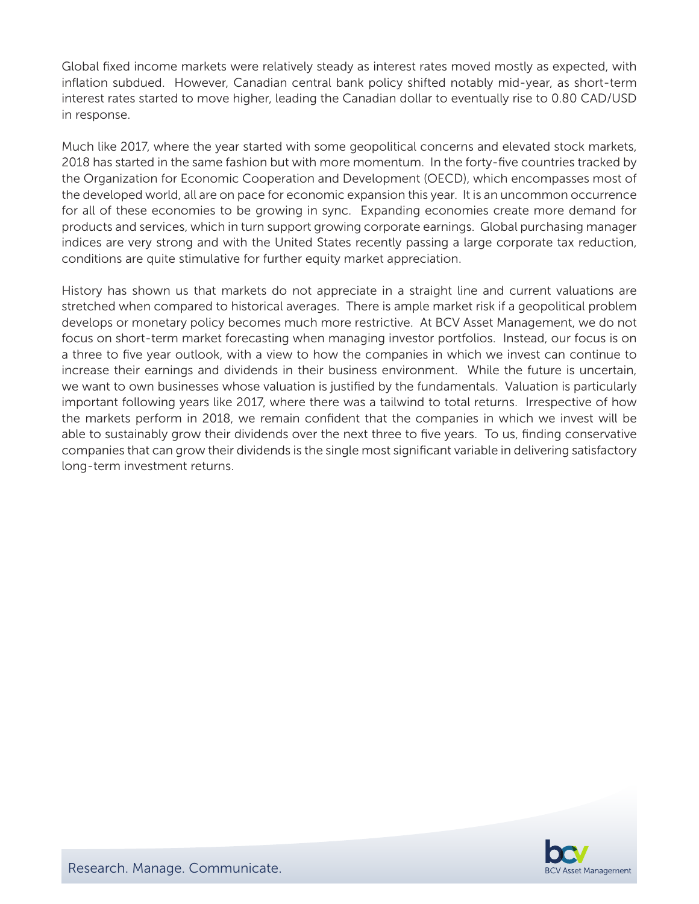Global fixed income markets were relatively steady as interest rates moved mostly as expected, with inflation subdued. However, Canadian central bank policy shifted notably mid-year, as short-term interest rates started to move higher, leading the Canadian dollar to eventually rise to 0.80 CAD/USD in response.

Much like 2017, where the year started with some geopolitical concerns and elevated stock markets, 2018 has started in the same fashion but with more momentum. In the forty-five countries tracked by the Organization for Economic Cooperation and Development (OECD), which encompasses most of the developed world, all are on pace for economic expansion this year. It is an uncommon occurrence for all of these economies to be growing in sync. Expanding economies create more demand for products and services, which in turn support growing corporate earnings. Global purchasing manager indices are very strong and with the United States recently passing a large corporate tax reduction, conditions are quite stimulative for further equity market appreciation.

History has shown us that markets do not appreciate in a straight line and current valuations are stretched when compared to historical averages. There is ample market risk if a geopolitical problem develops or monetary policy becomes much more restrictive. At BCV Asset Management, we do not focus on short-term market forecasting when managing investor portfolios. Instead, our focus is on a three to five year outlook, with a view to how the companies in which we invest can continue to increase their earnings and dividends in their business environment. While the future is uncertain, we want to own businesses whose valuation is justified by the fundamentals. Valuation is particularly important following years like 2017, where there was a tailwind to total returns. Irrespective of how the markets perform in 2018, we remain confident that the companies in which we invest will be able to sustainably grow their dividends over the next three to five years. To us, finding conservative companies that can grow their dividends is the single most significant variable in delivering satisfactory long-term investment returns.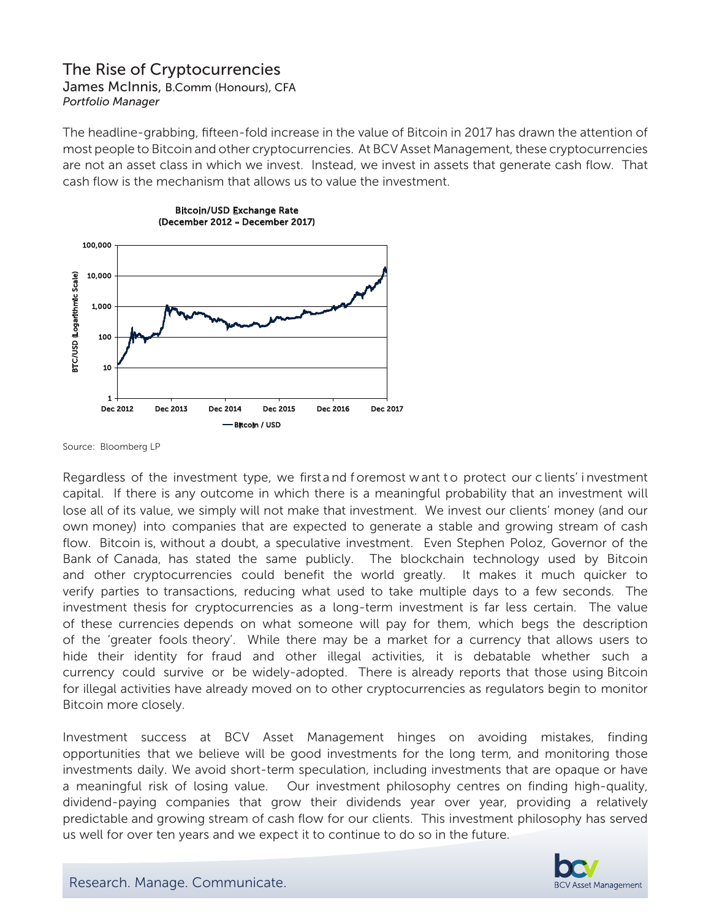# The Rise of Cryptocurrencies

James McInnis, B.Comm (Honours), CFA
*Portfolio Manager*

The headline-grabbing, fifteen-fold increase in the value of Bitcoin in 2017 has drawn the attention of most people to Bitcoin and other cryptocurrencies. At BCV Asset Management, these cryptocurrencies are not an asset class in which we invest. Instead, we invest in assets that generate cash flow. That cash flow is the mechanism that allows us to value the investment.

**Bitcoin/USD Exchange Rate (December 2012 – December 2017)**

Source: Bloomberg LP

Regardless of the investment type, we first and foremost want to protect our clients' investment capital. If there is any outcome in which there is a meaningful probability that an investment will lose all of its value, we simply will not make that investment. We invest our clients' money (and our own money) into companies that are expected to generate a stable and growing stream of cash flow. Bitcoin is, without a doubt, a speculative investment. Even Stephen Poloz, Governor of the Bank of Canada, has stated the same publicly. The blockchain technology used by Bitcoin and other cryptocurrencies could benefit the world greatly. It makes it much quicker to verify parties to transactions, reducing what used to take multiple days to a few seconds. The investment thesis for cryptocurrencies as a long-term investment is far less certain. The value of these currencies depends on what someone will pay for them, which begs the description of the 'greater fools theory'. While there may be a market for a currency that allows users to hide their identity for fraud and other illegal activities, it is debatable whether such a currency could survive or be widely-adopted. There is already reports that those using Bitcoin for illegal activities have already moved on to other cryptocurrencies as regulators begin to monitor Bitcoin more closely.

Investment success at BCV Asset Management hinges on avoiding mistakes, finding opportunities that we believe will be good investments for the long term, and monitoring those investments daily. We avoid short-term speculation, including investments that are opaque or have a meaningful risk of losing value. Our investment philosophy centres on finding high-quality, dividend-paying companies that grow their dividends year over year, providing a relatively predictable and growing stream of cash flow for our clients. This investment philosophy has served us well for over ten years and we expect it to continue to do so in the future.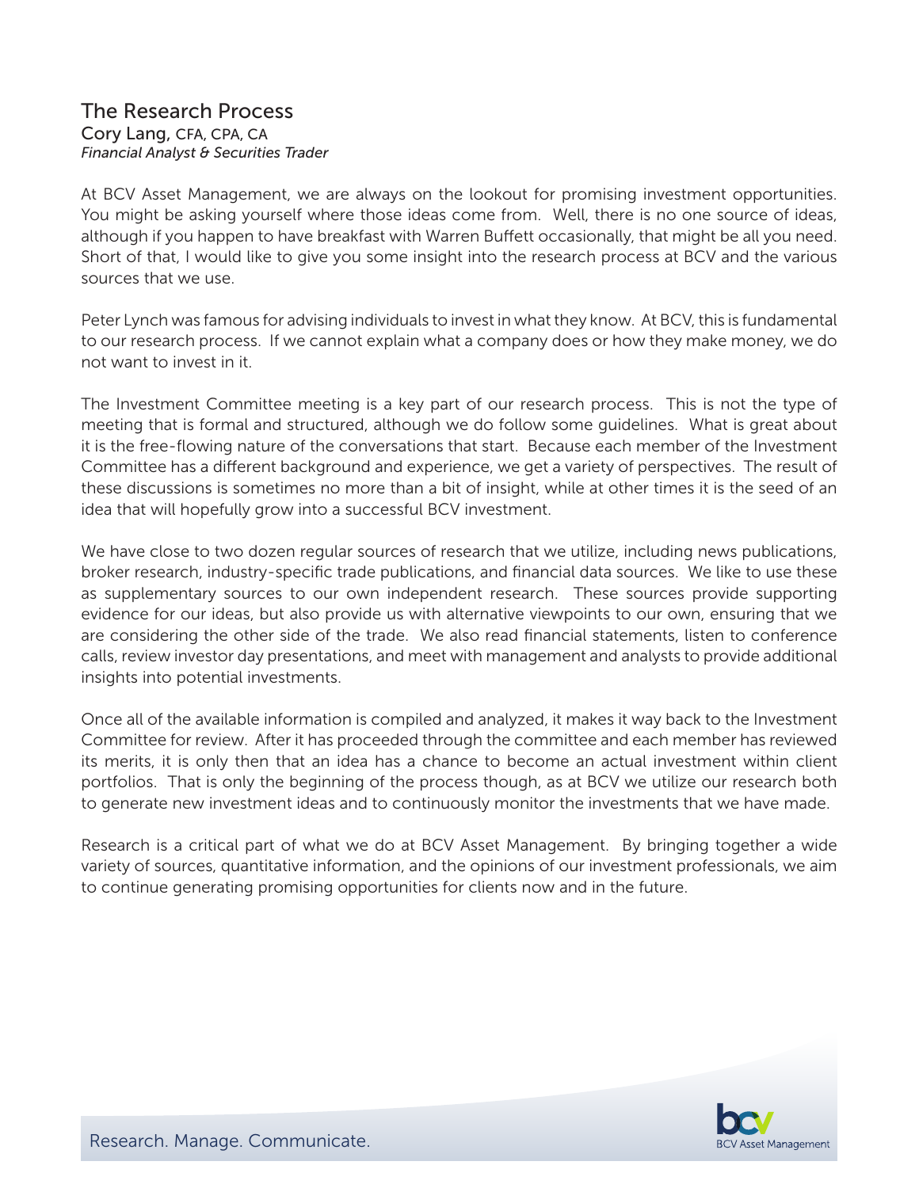## The Research Process

Cory Lang, CFA, CPA, CA
*Financial Analyst & Securities Trader*

At BCV Asset Management, we are always on the lookout for promising investment opportunities. You might be asking yourself where those ideas come from. Well, there is no one source of ideas, although if you happen to have breakfast with Warren Buffett occasionally, that might be all you need. Short of that, I would like to give you some insight into the research process at BCV and the various sources that we use.

Peter Lynch was famous for advising individuals to invest in what they know. At BCV, this is fundamental to our research process. If we cannot explain what a company does or how they make money, we do not want to invest in it.

The Investment Committee meeting is a key part of our research process. This is not the type of meeting that is formal and structured, although we do follow some guidelines. What is great about it is the free-flowing nature of the conversations that start. Because each member of the Investment Committee has a different background and experience, we get a variety of perspectives. The result of these discussions is sometimes no more than a bit of insight, while at other times it is the seed of an idea that will hopefully grow into a successful BCV investment.

We have close to two dozen regular sources of research that we utilize, including news publications, broker research, industry-specific trade publications, and financial data sources. We like to use these as supplementary sources to our own independent research. These sources provide supporting evidence for our ideas, but also provide us with alternative viewpoints to our own, ensuring that we are considering the other side of the trade. We also read financial statements, listen to conference calls, review investor day presentations, and meet with management and analysts to provide additional insights into potential investments.

Once all of the available information is compiled and analyzed, it makes it way back to the Investment Committee for review. After it has proceeded through the committee and each member has reviewed its merits, it is only then that an idea has a chance to become an actual investment within client portfolios. That is only the beginning of the process though, as at BCV we utilize our research both to generate new investment ideas and to continuously monitor the investments that we have made.

Research is a critical part of what we do at BCV Asset Management. By bringing together a wide variety of sources, quantitative information, and the opinions of our investment professionals, we aim to continue generating promising opportunities for clients now and in the future.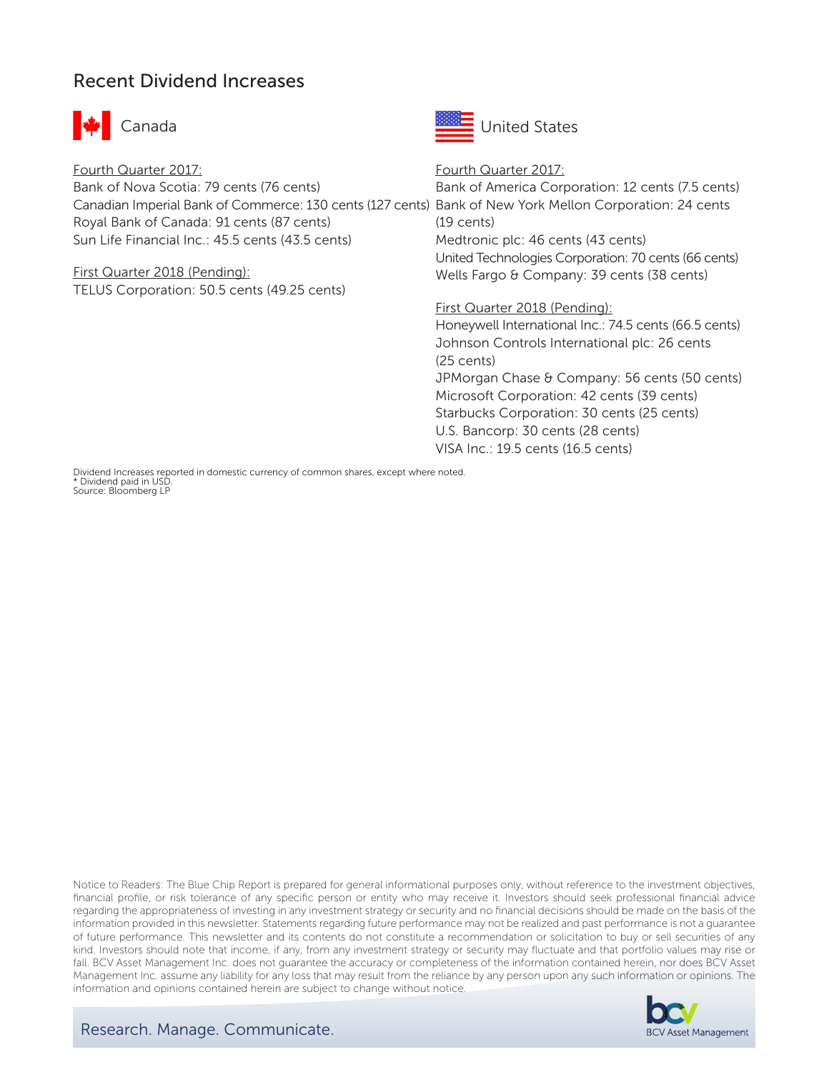## Recent Dividend Increases

### Canada

Fourth Quarter 2017:

Bank of Nova Scotia: 79 cents (76 cents)
Canadian Imperial Bank of Commerce: 130 cents (127 cents)
Royal Bank of Canada: 91 cents (87 cents)
Sun Life Financial Inc.: 45.5 cents (43.5 cents)

First Quarter 2018 (Pending):

TELUS Corporation: 50.5 cents (49.25 cents)

### United States

Fourth Quarter 2017:

Bank of America Corporation: 12 cents (7.5 cents)
Bank of New York Mellon Corporation: 24 cents (19 cents)
Medtronic plc: 46 cents (43 cents)
United Technologies Corporation: 70 cents (66 cents)
Wells Fargo & Company: 39 cents (38 cents)

First Quarter 2018 (Pending):

Honeywell International Inc.: 74.5 cents (66.5 cents)
Johnson Controls International plc: 26 cents (25 cents)
JPMorgan Chase & Company: 56 cents (50 cents)
Microsoft Corporation: 42 cents (39 cents)
Starbucks Corporation: 30 cents (25 cents)
U.S. Bancorp: 30 cents (28 cents)
VISA Inc.: 19.5 cents (16.5 cents)

Dividend Increases reported in domestic currency of common shares, except where noted.
* Dividend paid in USD.
Source: Bloomberg LP

Notice to Readers: The Blue Chip Report is prepared for general informational purposes only, without reference to the investment objectives, financial profile, or risk tolerance of any specific person or entity who may receive it. Investors should seek professional financial advice regarding the appropriateness of investing in any investment strategy or security and no financial decisions should be made on the basis of the information provided in this newsletter. Statements regarding future performance may not be realized and past performance is not a guarantee of future performance. This newsletter and its contents do not constitute a recommendation or solicitation to buy or sell securities of any kind. Investors should note that income, if any, from any investment strategy or security may fluctuate and that portfolio values may rise or fall. BCV Asset Management Inc. does not guarantee the accuracy or completeness of the information contained herein, nor does BCV Asset Management Inc. assume any liability for any loss that may result from the reliance by any person upon any such information or opinions. The information and opinions contained herein are subject to change without notice.

Research. Manage. Communicate.

BCV Asset Management